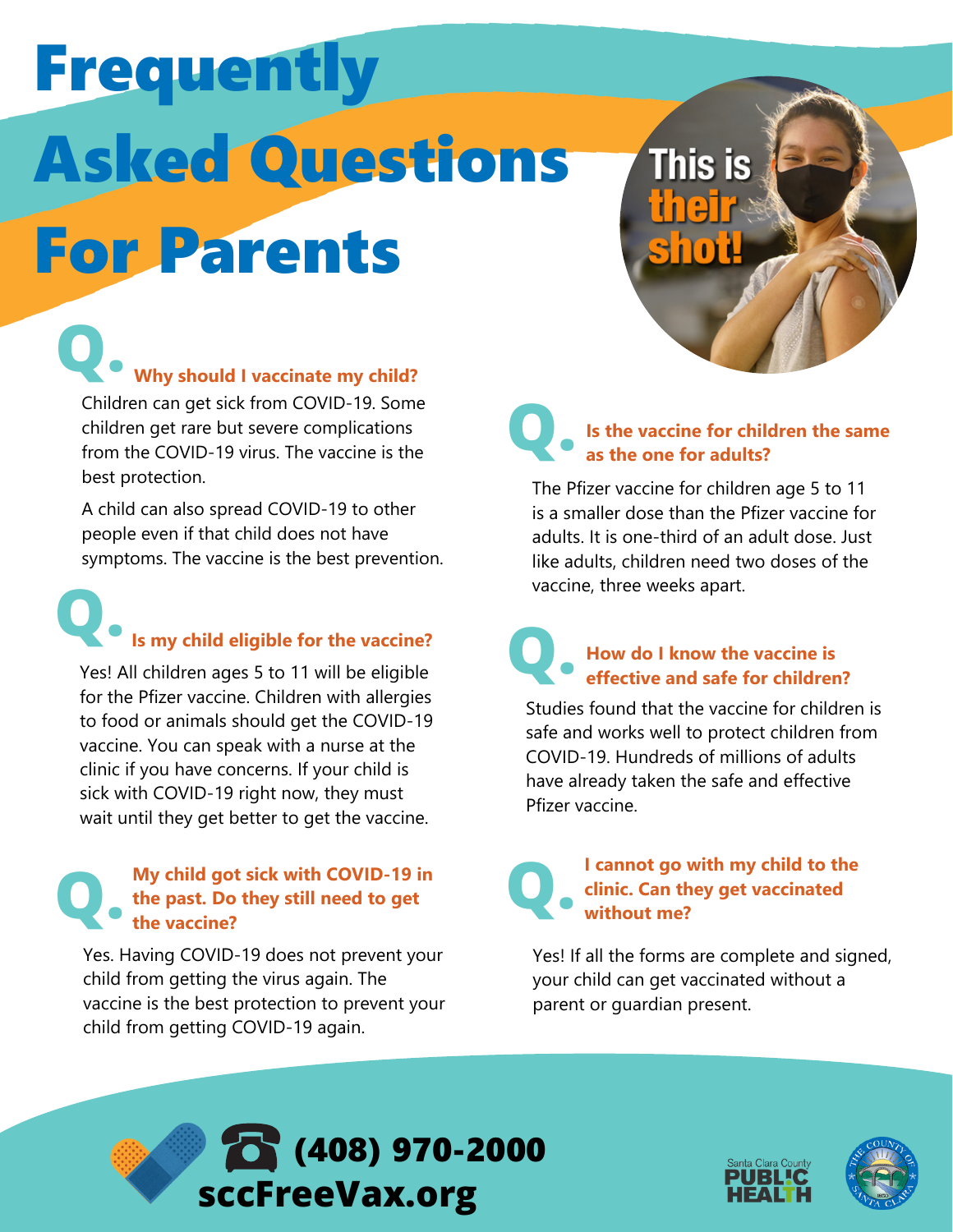# Frequently Asked Questions For Parents

This is their shot!

### Q. Why should I vaccinate my child?

Children can get sick from COVID-19. Some children get rare but severe complications from the COVID-19 virus. The vaccine is the best protection.

A child can also spread COVID-19 to other people even if that child does not have symptoms. The vaccine is the best prevention.

### Q. Is my child eligible for the vaccine?

Yes! All children ages 5 to 11 will be eligible for the Pfizer vaccine. Children with allergies to food or animals should get the COVID-19 vaccine. You can speak with a nurse at the clinic if you have concerns. If your child is sick with COVID-19 right now, they must wait until they get better to get the vaccine.

### Q. My child got sick with COVID-19 in the past. Do they still need to get the vaccine?

Yes. Having COVID-19 does not prevent your child from getting the virus again. The vaccine is the best protection to prevent your child from getting COVID-19 again.

### Q. Is the vaccine for children the same as the one for adults?

The Pfizer vaccine for children age 5 to 11 is a smaller dose than the Pfizer vaccine for adults. It is one-third of an adult dose. Just like adults, children need two doses of the vaccine, three weeks apart.

### Q. How do I know the vaccine is effective and safe for children?

Studies found that the vaccine for children is safe and works well to protect children from COVID-19. Hundreds of millions of adults have already taken the safe and effective Pfizer vaccine.

### Q. I cannot go with my child to the clinic. Can they get vaccinated without me?

Yes! If all the forms are complete and signed, your child can get vaccinated without a parent or guardian present.

**☎ (408) 970-2000**
**sccFreeVax.org**

Santa Clara County PUBLIC HEALTH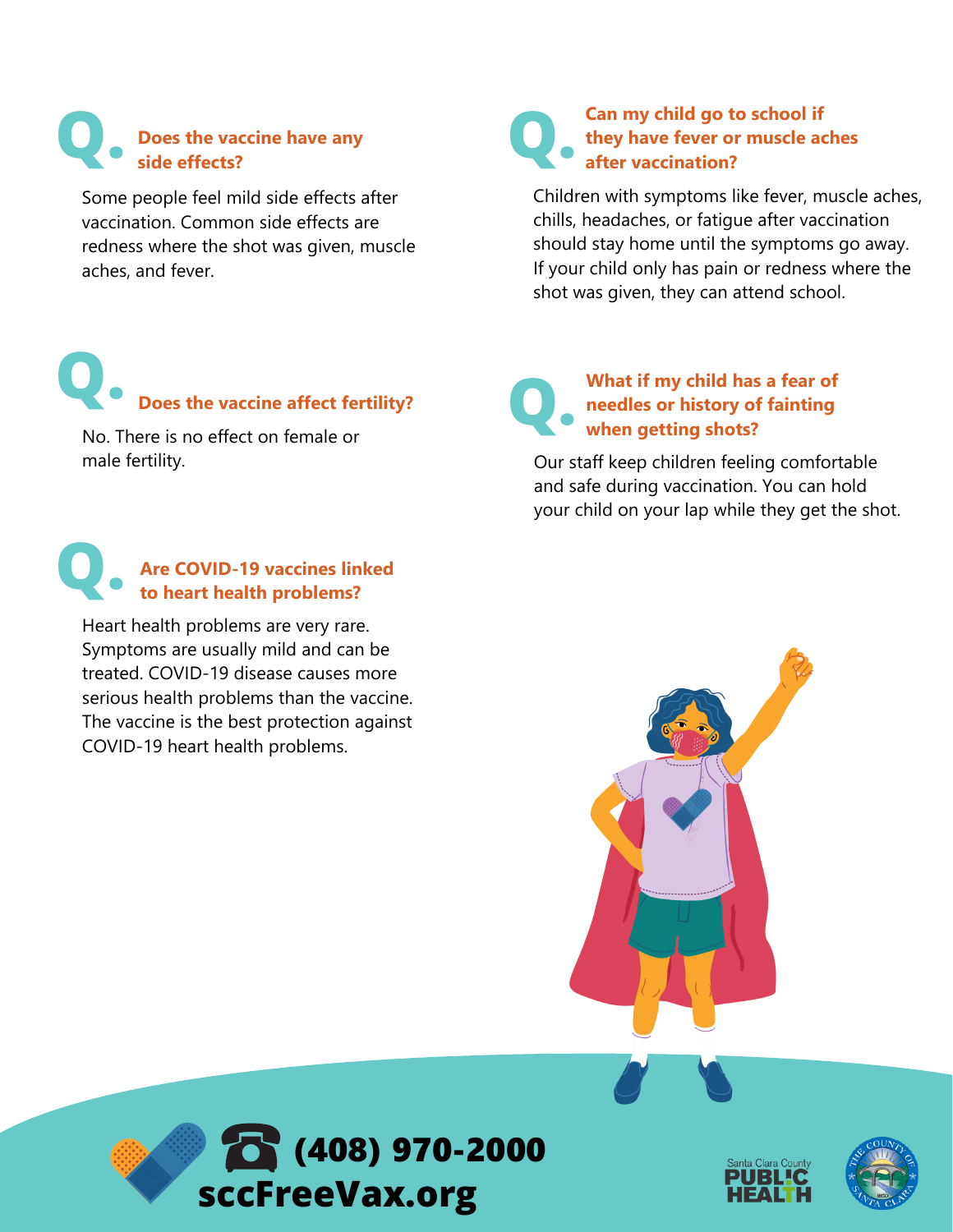### Q. Does the vaccine have any side effects?

Some people feel mild side effects after vaccination. Common side effects are redness where the shot was given, muscle aches, and fever.

### Q. Does the vaccine affect fertility?

No. There is no effect on female or male fertility.

### Q. Are COVID-19 vaccines linked to heart health problems?

Heart health problems are very rare. Symptoms are usually mild and can be treated. COVID-19 disease causes more serious health problems than the vaccine. The vaccine is the best protection against COVID-19 heart health problems.

### Q. Can my child go to school if they have fever or muscle aches after vaccination?

Children with symptoms like fever, muscle aches, chills, headaches, or fatigue after vaccination should stay home until the symptoms go away. If your child only has pain or redness where the shot was given, they can attend school.

### Q. What if my child has a fear of needles or history of fainting when getting shots?

Our staff keep children feeling comfortable and safe during vaccination. You can hold your child on your lap while they get the shot.

**☎ (408) 970-2000**

**sccFreeVax.org**

Santa Clara County PUBLIC HEALTH